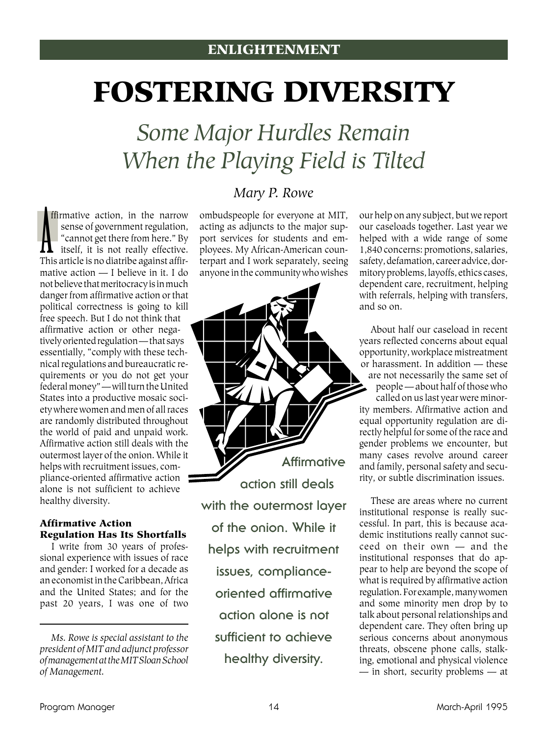ENLIGHTENMENT

# FOSTERING DIVERSITY

## *Some Major Hurdles Remain When the Playing Field is Tilted*

*Mary P. Rowe*

Affirmative action, in the narrow sense of government regulation, "cannot get there from here." By itself, it is not really effective. This article is no diatribe against affirmative action — I believe in it. I do not believe that meritocracy is in much danger from affirmative action or that political correctness is going to kill free speech. But I do not think that affirmative action or other negatively oriented regulation — that says essentially, "comply with these technical regulations and bureaucratic requirements or you do not get your federal money" — will turn the United States into a productive mosaic society where women and men of all races are randomly distributed throughout the world of paid and unpaid work. Affirmative action still deals with the outermost layer of the onion. While it helps with recruitment issues, compliance-oriented affirmative action alone is not sufficient to achieve healthy diversity.

### Affirmative Action Regulation Has Its Shortfalls

I write from 30 years of professional experience with issues of race and gender: I worked for a decade as an economist in the Caribbean, Africa and the United States; and for the past 20 years, I was one of two ombudspeople for everyone at MIT, acting as adjuncts to the major support services for students and employees. My African-American counterpart and I work separately, seeing anyone in the community who wishes our help on any subject, but we report our caseloads together. Last year we helped with a wide range of some 1,840 concerns: promotions, salaries, safety, defamation, career advice, dormitory problems, layoffs, ethics cases, dependent care, recruitment, helping with referrals, helping with transfers, and so on.

*Ms. Rowe is special assistant to the president of MIT and adjunct professor of management at the MIT Sloan School of Management.*

Affirmative action still deals with the outermost layer of the onion. While it helps with recruitment issues, compliance-oriented affirmative action alone is not sufficient to achieve healthy diversity.

About half our caseload in recent years reflected concerns about equal opportunity, workplace mistreatment or harassment. In addition — these are not necessarily the same set of people — about half of those who called on us last year were minority members. Affirmative action and equal opportunity regulation are directly helpful for some of the race and gender problems we encounter, but many cases revolve around career and family, personal safety and security, or subtle discrimination issues.

These are areas where no current institutional response is really successful. In part, this is because academic institutions really cannot succeed on their own — and the institutional responses that do appear to help are beyond the scope of what is required by affirmative action regulation. For example, many women and some minority men drop by to talk about personal relationships and dependent care. They often bring up serious concerns about anonymous threats, obscene phone calls, stalking, emotional and physical violence — in short, security problems — at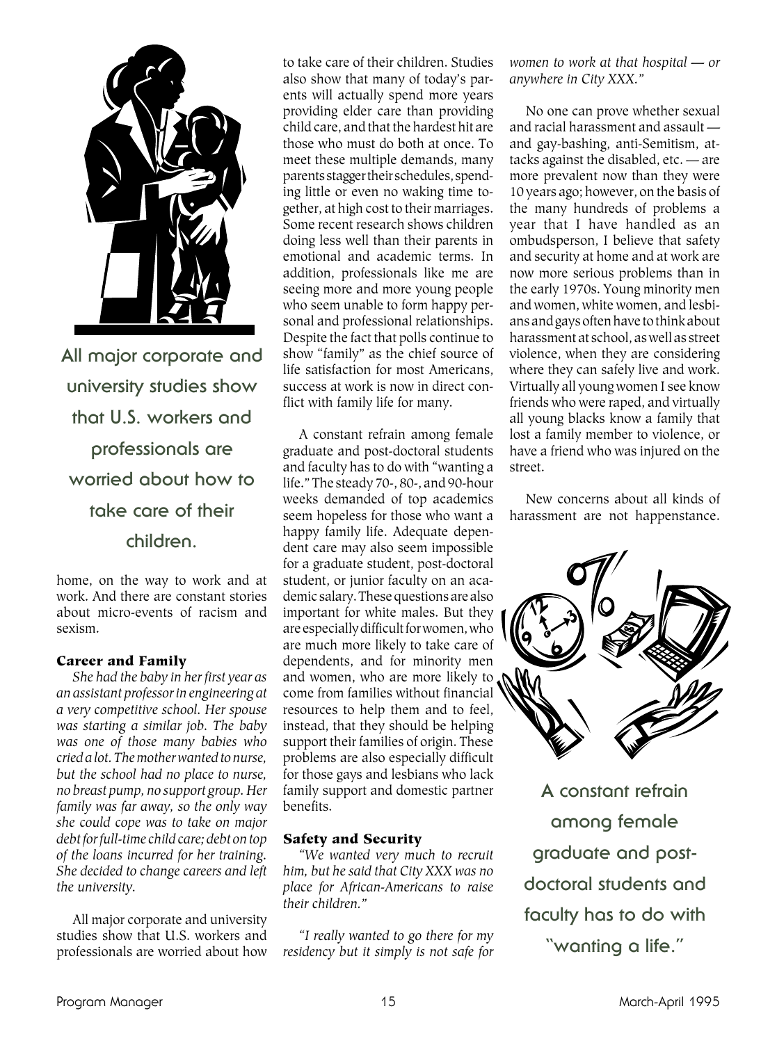**All major corporate and university studies show that U.S. workers and professionals are worried about how to take care of their children.**

home, on the way to work and at work. And there are constant stories about micro-events of racism and sexism.

### Career and Family

*She had the baby in her first year as an assistant professor in engineering at a very competitive school. Her spouse was starting a similar job. The baby was one of those many babies who cried a lot. The mother wanted to nurse, but the school had no place to nurse, no breast pump, no support group. Her family was far away, so the only way she could cope was to take on major debt for full-time child care; debt on top of the loans incurred for her training. She decided to change careers and left the university.*

All major corporate and university studies show that U.S. workers and professionals are worried about how to take care of their children. Studies also show that many of today's parents will actually spend more years providing elder care than providing child care, and that the hardest hit are those who must do both at once. To meet these multiple demands, many parents stagger their schedules, spending little or even no waking time together, at high cost to their marriages. Some recent research shows children doing less well than their parents in emotional and academic terms. In addition, professionals like me are seeing more and more young people who seem unable to form happy personal and professional relationships. Despite the fact that polls continue to show "family" as the chief source of life satisfaction for most Americans, success at work is now in direct conflict with family life for many.

A constant refrain among female graduate and post-doctoral students and faculty has to do with "wanting a life." The steady 70-, 80-, and 90-hour weeks demanded of top academics seem hopeless for those who want a happy family life. Adequate dependent care may also seem impossible for a graduate student, post-doctoral student, or junior faculty on an academic salary. These questions are also important for white males. But they are especially difficult for women, who are much more likely to take care of dependents, and for minority men and women, who are more likely to come from families without financial resources to help them and to feel, instead, that they should be helping support their families of origin. These problems are also especially difficult for those gays and lesbians who lack family support and domestic partner benefits.

### Safety and Security

*"We wanted very much to recruit him, but he said that City XXX was no place for African-Americans to raise their children."*

*"I really wanted to go there for my residency but it simply is not safe for women to work at that hospital — or anywhere in City XXX."*

No one can prove whether sexual and racial harassment and assault — and gay-bashing, anti-Semitism, attacks against the disabled, etc. — are more prevalent now than they were 10 years ago; however, on the basis of the many hundreds of problems a year that I have handled as an ombudsperson, I believe that safety and security at home and at work are now more serious problems than in the early 1970s. Young minority men and women, white women, and lesbians and gays often have to think about harassment at school, as well as street violence, when they are considering where they can safely live and work. Virtually all young women I see know friends who were raped, and virtually all young blacks know a family that lost a family member to violence, or have a friend who was injured on the street.

New concerns about all kinds of harassment are not happenstance.

**A constant refrain among female graduate and post-doctoral students and faculty has to do with "wanting a life."**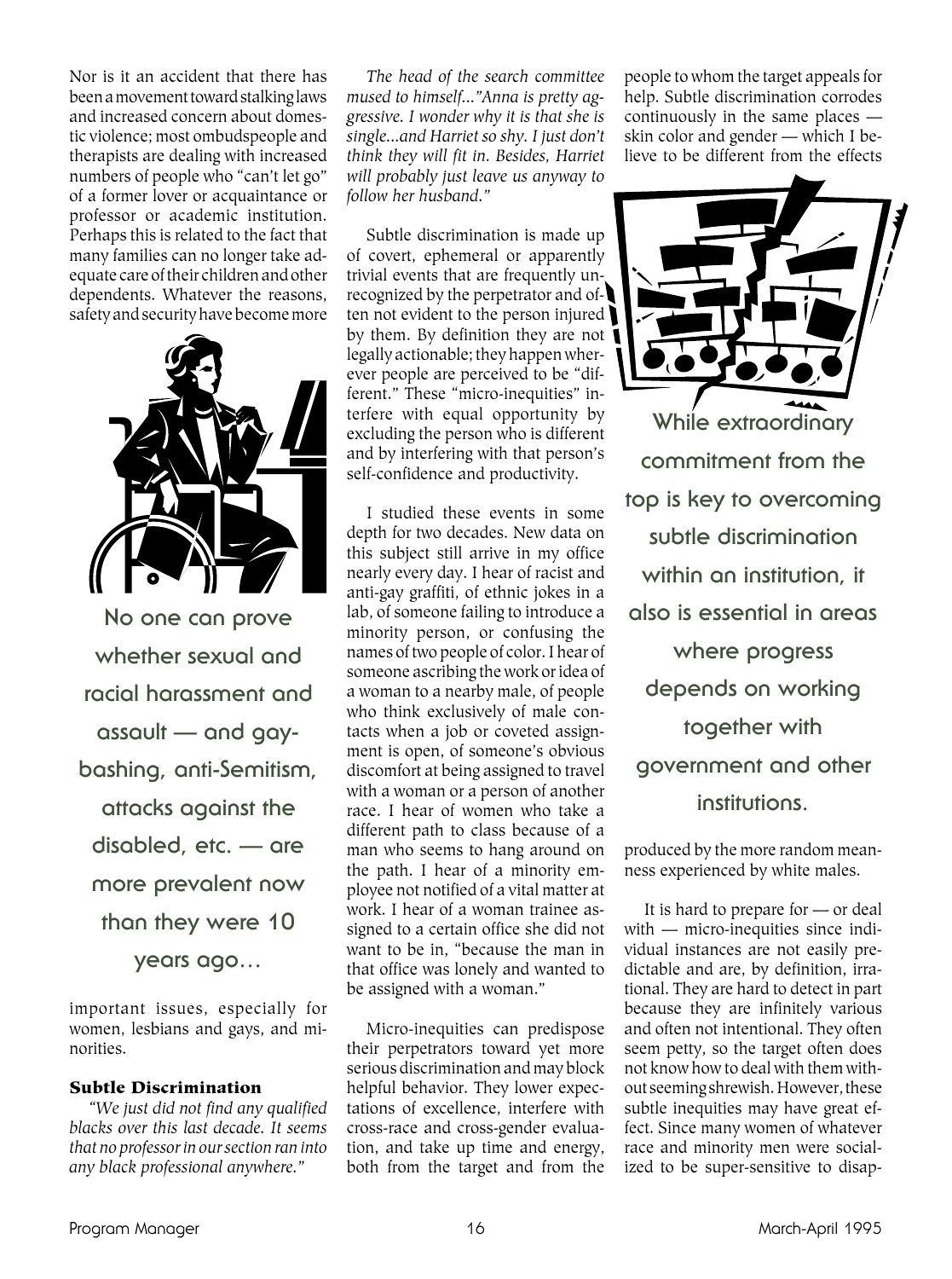Nor is it an accident that there has been a movement toward stalking laws and increased concern about domestic violence; most ombudspeople and therapists are dealing with increased numbers of people who "can't let go" of a former lover or acquaintance or professor or academic institution. Perhaps this is related to the fact that many families can no longer take adequate care of their children and other dependents. Whatever the reasons, safety and security have become more important issues, especially for women, lesbians and gays, and minorities.

> No one can prove whether sexual and racial harassment and assault — and gay-bashing, anti-Semitism, attacks against the disabled, etc. — are more prevalent now than they were 10 years ago…

### Subtle Discrimination

*"We just did not find any qualified blacks over this last decade. It seems that no professor in our section ran into any black professional anywhere."*

*The head of the search committee mused to himself..."Anna is pretty aggressive. I wonder why it is that she is single...and Harriet so shy. I just don't think they will fit in. Besides, Harriet will probably just leave us anyway to follow her husband."*

Subtle discrimination is made up of covert, ephemeral or apparently trivial events that are frequently unrecognized by the perpetrator and often not evident to the person injured by them. By definition they are not legally actionable; they happen wherever people are perceived to be "different." These "micro-inequities" interfere with equal opportunity by excluding the person who is different and by interfering with that person's self-confidence and productivity.

I studied these events in some depth for two decades. New data on this subject still arrive in my office nearly every day. I hear of racist and anti-gay graffiti, of ethnic jokes in a lab, of someone failing to introduce a minority person, or confusing the names of two people of color. I hear of someone ascribing the work or idea of a woman to a nearby male, of people who think exclusively of male contacts when a job or coveted assignment is open, of someone's obvious discomfort at being assigned to travel with a woman or a person of another race. I hear of women who take a different path to class because of a man who seems to hang around on the path. I hear of a minority employee not notified of a vital matter at work. I hear of a woman trainee assigned to a certain office she did not want to be in, "because the man in that office was lonely and wanted to be assigned with a woman."

Micro-inequities can predispose their perpetrators toward yet more serious discrimination and may block helpful behavior. They lower expectations of excellence, interfere with cross-race and cross-gender evaluation, and take up time and energy, both from the target and from the people to whom the target appeals for help. Subtle discrimination corrodes continuously in the same places — skin color and gender — which I believe to be different from the effects produced by the more random meanness experienced by white males.

> While extraordinary commitment from the top is key to overcoming subtle discrimination within an institution, it also is essential in areas where progress depends on working together with government and other institutions.

It is hard to prepare for — or deal with — micro-inequities since individual instances are not easily predictable and are, by definition, irrational. They are hard to detect in part because they are infinitely various and often not intentional. They often seem petty, so the target often does not know how to deal with them without seeming shrewish. However, these subtle inequities may have great effect. Since many women of whatever race and minority men were socialized to be super-sensitive to disap-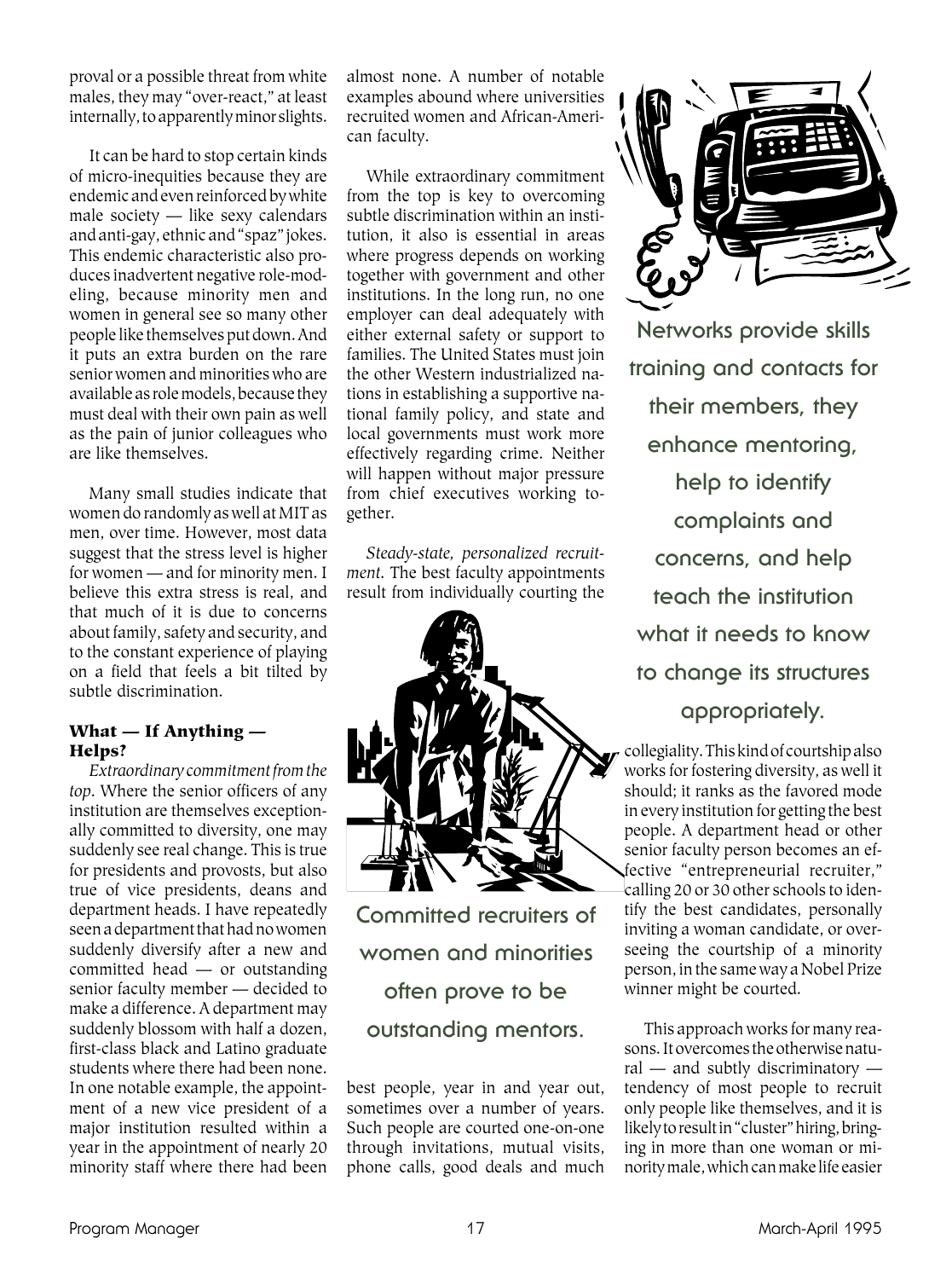proval or a possible threat from white males, they may "over-react," at least internally, to apparently minor slights.

It can be hard to stop certain kinds of micro-inequities because they are endemic and even reinforced by white male society — like sexy calendars and anti-gay, ethnic and "spaz" jokes. This endemic characteristic also produces inadvertent negative role-modeling, because minority men and women in general see so many other people like themselves put down. And it puts an extra burden on the rare senior women and minorities who are available as role models, because they must deal with their own pain as well as the pain of junior colleagues who are like themselves.

Many small studies indicate that women do randomly as well at MIT as men, over time. However, most data suggest that the stress level is higher for women — and for minority men. I believe this extra stress is real, and that much of it is due to concerns about family, safety and security, and to the constant experience of playing on a field that feels a bit tilted by subtle discrimination.

### What — If Anything — Helps?

*Extraordinary commitment from the top.* Where the senior officers of any institution are themselves exceptionally committed to diversity, one may suddenly see real change. This is true for presidents and provosts, but also true of vice presidents, deans and department heads. I have repeatedly seen a department that had no women suddenly diversify after a new and committed head — or outstanding senior faculty member — decided to make a difference. A department may suddenly blossom with half a dozen, first-class black and Latino graduate students where there had been none. In one notable example, the appointment of a new vice president of a major institution resulted within a year in the appointment of nearly 20 minority staff where there had been almost none. A number of notable examples abound where universities recruited women and African-American faculty.

While extraordinary commitment from the top is key to overcoming subtle discrimination within an institution, it also is essential in areas where progress depends on working together with government and other institutions. In the long run, no one employer can deal adequately with either external safety or support to families. The United States must join the other Western industrialized nations in establishing a supportive national family policy, and state and local governments must work more effectively regarding crime. Neither will happen without major pressure from chief executives working together.

*Steady-state, personalized recruitment.* The best faculty appointments result from individually courting the best people, year in and year out, sometimes over a number of years. Such people are courted one-on-one through invitations, mutual visits, phone calls, good deals and much collegiality. This kind of courtship also works for fostering diversity, as well it should; it ranks as the favored mode in every institution for getting the best people. A department head or other senior faculty person becomes an effective "entrepreneurial recruiter," calling 20 or 30 other schools to identify the best candidates, personally inviting a woman candidate, or overseeing the courtship of a minority person, in the same way a Nobel Prize winner might be courted.

Committed recruiters of women and minorities often prove to be outstanding mentors.

Networks provide skills training and contacts for their members, they enhance mentoring, help to identify complaints and concerns, and help teach the institution what it needs to know to change its structures appropriately.

This approach works for many reasons. It overcomes the otherwise natural — and subtly discriminatory — tendency of most people to recruit only people like themselves, and it is likely to result in "cluster" hiring, bringing in more than one woman or minority male, which can make life easier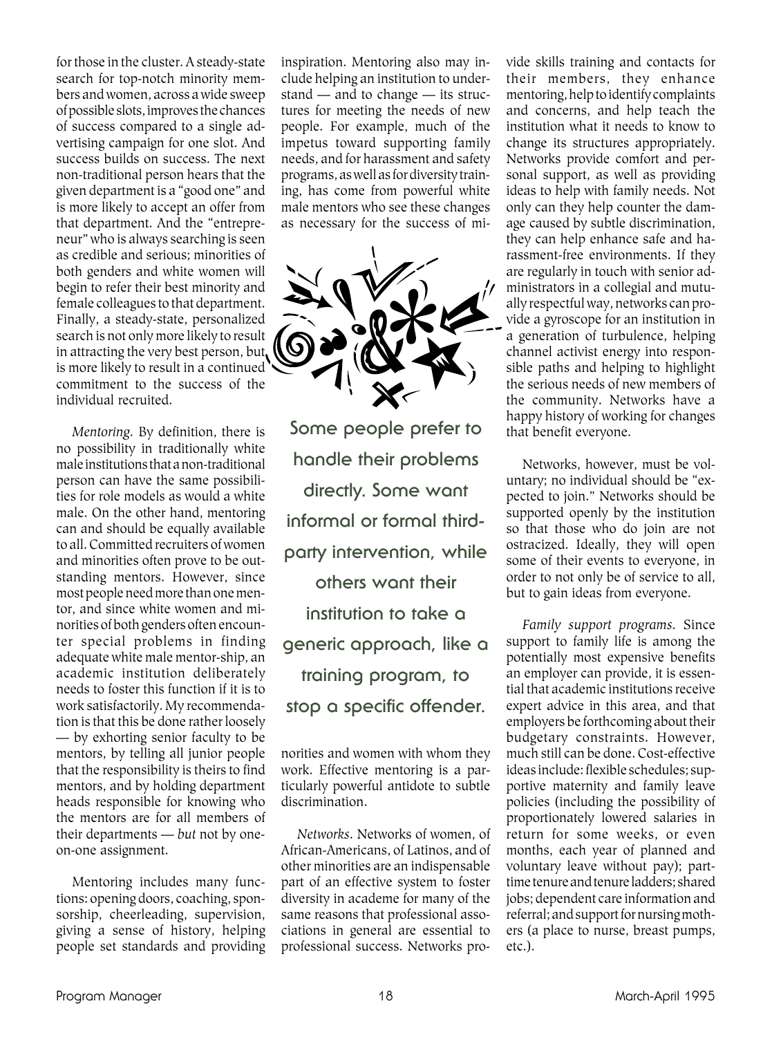for those in the cluster. A steady-state search for top-notch minority members and women, across a wide sweep of possible slots, improves the chances of success compared to a single advertising campaign for one slot. And success builds on success. The next non-traditional person hears that the given department is a "good one" and is more likely to accept an offer from that department. And the "entrepreneur" who is always searching is seen as credible and serious; minorities of both genders and white women will begin to refer their best minority and female colleagues to that department. Finally, a steady-state, personalized search is not only more likely to result in attracting the very best person, but is more likely to result in a continued commitment to the success of the individual recruited.

*Mentoring.* By definition, there is no possibility in traditionally white male institutions that a non-traditional person can have the same possibilities for role models as would a white male. On the other hand, mentoring can and should be equally available to all. Committed recruiters of women and minorities often prove to be outstanding mentors. However, since most people need more than one mentor, and since white women and minorities of both genders often encounter special problems in finding adequate white male mentor-ship, an academic institution deliberately needs to foster this function if it is to work satisfactorily. My recommendation is that this be done rather loosely — by exhorting senior faculty to be mentors, by telling all junior people that the responsibility is theirs to find mentors, and by holding department heads responsible for knowing who the mentors are for all members of their departments — *but* not by one-on-one assignment.

Mentoring includes many functions: opening doors, coaching, sponsorship, cheerleading, supervision, giving a sense of history, helping people set standards and providing inspiration. Mentoring also may include helping an institution to understand — and to change — its structures for meeting the needs of new people. For example, much of the impetus toward supporting family needs, and for harassment and safety programs, as well as for diversity training, has come from powerful white male mentors who see these changes as necessary for the success of minorities and women with whom they work. Effective mentoring is a particularly powerful antidote to subtle discrimination.

**Some people prefer to handle their problems directly. Some want informal or formal third-party intervention, while others want their institution to take a generic approach, like a training program, to stop a specific offender.**

*Networks.* Networks of women, of African-Americans, of Latinos, and of other minorities are an indispensable part of an effective system to foster diversity in academe for many of the same reasons that professional associations in general are essential to professional success. Networks provide skills training and contacts for their members, they enhance mentoring, help to identify complaints and concerns, and help teach the institution what it needs to know to change its structures appropriately. Networks provide comfort and personal support, as well as providing ideas to help with family needs. Not only can they help counter the damage caused by subtle discrimination, they can help enhance safe and harassment-free environments. If they are regularly in touch with senior administrators in a collegial and mutually respectful way, networks can provide a gyroscope for an institution in a generation of turbulence, helping channel activist energy into responsible paths and helping to highlight the serious needs of new members of the community. Networks have a happy history of working for changes that benefit everyone.

Networks, however, must be voluntary; no individual should be "expected to join." Networks should be supported openly by the institution so that those who do join are not ostracized. Ideally, they will open some of their events to everyone, in order to not only be of service to all, but to gain ideas from everyone.

*Family support programs.* Since support to family life is among the potentially most expensive benefits an employer can provide, it is essential that academic institutions receive expert advice in this area, and that employers be forthcoming about their budgetary constraints. However, much still can be done. Cost-effective ideas include: flexible schedules; supportive maternity and family leave policies (including the possibility of proportionately lowered salaries in return for some weeks, or even months, each year of planned and voluntary leave without pay); part-time tenure and tenure ladders; shared jobs; dependent care information and referral; and support for nursing mothers (a place to nurse, breast pumps, etc.).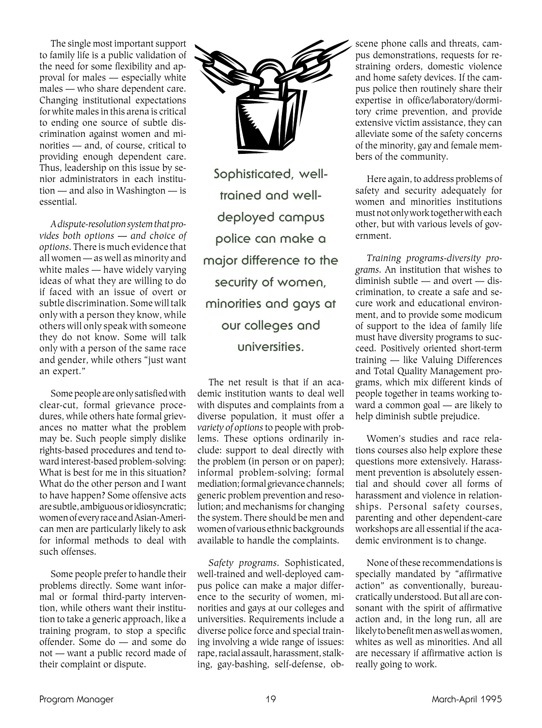The single most important support to family life is a public validation of the need for some flexibility and approval for males — especially white males — who share dependent care. Changing institutional expectations for white males in this arena is critical to ending one source of subtle discrimination against women and minorities — and, of course, critical to providing enough dependent care. Thus, leadership on this issue by senior administrators in each institution — and also in Washington — is essential.

*A dispute-resolution system that provides both options — and choice of options.* There is much evidence that all women — as well as minority and white males — have widely varying ideas of what they are willing to do if faced with an issue of overt or subtle discrimination. Some will talk only with a person they know, while others will only speak with someone they do not know. Some will talk only with a person of the same race and gender, while others "just want an expert."

Some people are only satisfied with clear-cut, formal grievance procedures, while others hate formal grievances no matter what the problem may be. Such people simply dislike rights-based procedures and tend toward interest-based problem-solving: What is best for me in this situation? What do the other person and I want to have happen? Some offensive acts are subtle, ambiguous or idiosyncratic; women of every race and Asian-American men are particularly likely to ask for informal methods to deal with such offenses.

Some people prefer to handle their problems directly. Some want informal or formal third-party intervention, while others want their institution to take a generic approach, like a training program, to stop a specific offender. Some do — and some do not — want a public record made of their complaint or dispute.

Sophisticated, well-trained and well-deployed campus police can make a major difference to the security of women, minorities and gays at our colleges and universities.

The net result is that if an academic institution wants to deal well with disputes and complaints from a diverse population, it must offer a *variety of options* to people with problems. These options ordinarily include: support to deal directly with the problem (in person or on paper); informal problem-solving; formal mediation; formal grievance channels; generic problem prevention and resolution; and mechanisms for changing the system. There should be men and women of various ethnic backgrounds available to handle the complaints.

*Safety programs.* Sophisticated, well-trained and well-deployed campus police can make a major difference to the security of women, minorities and gays at our colleges and universities. Requirements include a diverse police force and special training involving a wide range of issues: rape, racial assault, harassment, stalking, gay-bashing, self-defense, obscene phone calls and threats, campus demonstrations, requests for restraining orders, domestic violence and home safety devices. If the campus police then routinely share their expertise in office/laboratory/dormitory crime prevention, and provide extensive victim assistance, they can alleviate some of the safety concerns of the minority, gay and female members of the community.

Here again, to address problems of safety and security adequately for women and minorities institutions must not only work together with each other, but with various levels of government.

*Training programs-diversity programs.* An institution that wishes to diminish subtle — and overt — discrimination, to create a safe and secure work and educational environment, and to provide some modicum of support to the idea of family life must have diversity programs to succeed. Positively oriented short-term training — like Valuing Differences and Total Quality Management programs, which mix different kinds of people together in teams working toward a common goal — are likely to help diminish subtle prejudice.

Women's studies and race relations courses also help explore these questions more extensively. Harassment prevention is absolutely essential and should cover all forms of harassment and violence in relationships. Personal safety courses, parenting and other dependent-care workshops are all essential if the academic environment is to change.

None of these recommendations is specially mandated by "affirmative action" as conventionally, bureaucratically understood. But all are consonant with the spirit of affirmative action and, in the long run, all are likely to benefit men as well as women, whites as well as minorities. And all are necessary if affirmative action is really going to work.